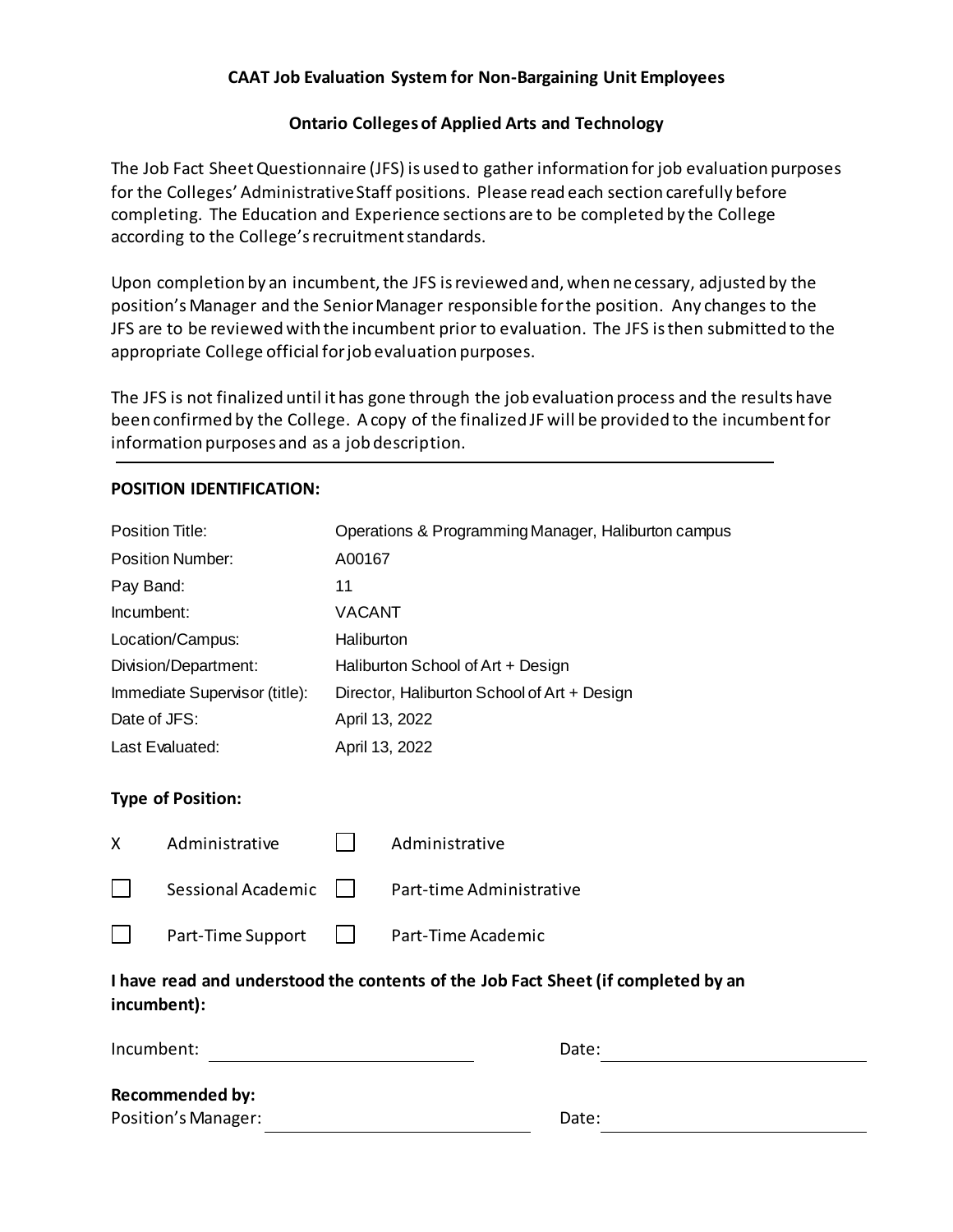**CAAT Job Evaluation System for Non-Bargaining Unit Employees**

**Ontario Colleges of Applied Arts and Technology**

The Job Fact Sheet Questionnaire (JFS) is used to gather information for job evaluation purposes for the Colleges' Administrative Staff positions. Please read each section carefully before completing. The Education and Experience sections are to be completed by the College according to the College's recruitment standards.

Upon completion by an incumbent, the JFS is reviewed and, when necessary, adjusted by the position's Manager and the Senior Manager responsible for the position. Any changes to the JFS are to be reviewed with the incumbent prior to evaluation. The JFS is then submitted to the appropriate College official for job evaluation purposes.

The JFS is not finalized until it has gone through the job evaluation process and the results have been confirmed by the College. A copy of the finalized JF will be provided to the incumbent for information purposes and as a job description.

**POSITION IDENTIFICATION:**

| | |
|---|---|
| Position Title: | Operations & Programming Manager, Haliburton campus |
| Position Number: | A00167 |
| Pay Band: | 11 |
| Incumbent: | VACANT |
| Location/Campus: | Haliburton |
| Division/Department: | Haliburton School of Art + Design |
| Immediate Supervisor (title): | Director, Haliburton School of Art + Design |
| Date of JFS: | April 13, 2022 |
| Last Evaluated: | April 13, 2022 |

**Type of Position:**

- X Administrative
- ☐ Administrative
- ☐ Sessional Academic
- ☐ Part-time Administrative
- ☐ Part-Time Support
- ☐ Part-Time Academic

**I have read and understood the contents of the Job Fact Sheet (if completed by an incumbent):**

Incumbent: ______________________ Date: ______________________

**Recommended by:**

Position's Manager: ______________________ Date: ______________________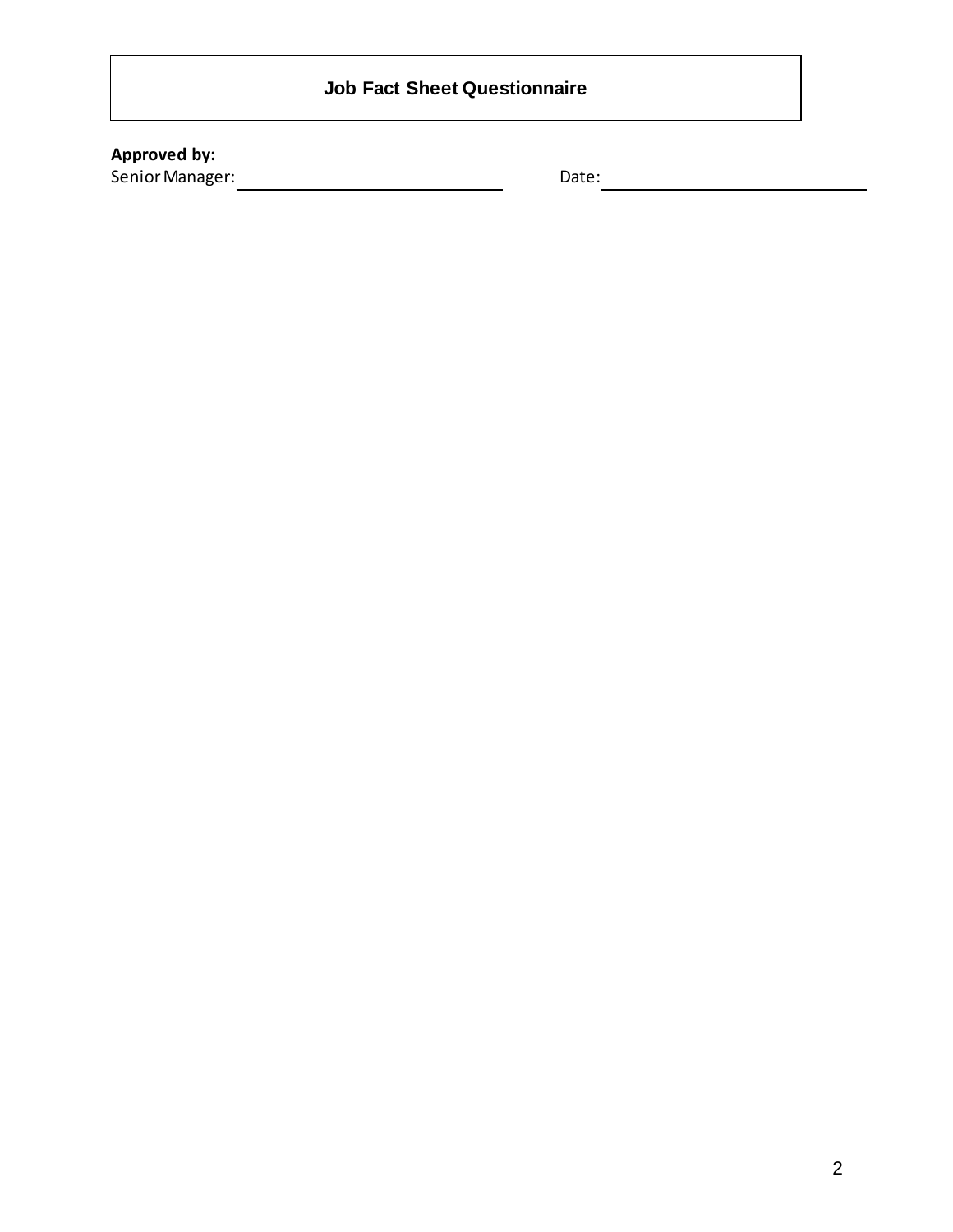# Job Fact Sheet Questionnaire

**Approved by:**

Senior Manager: ______________________ Date: ______________________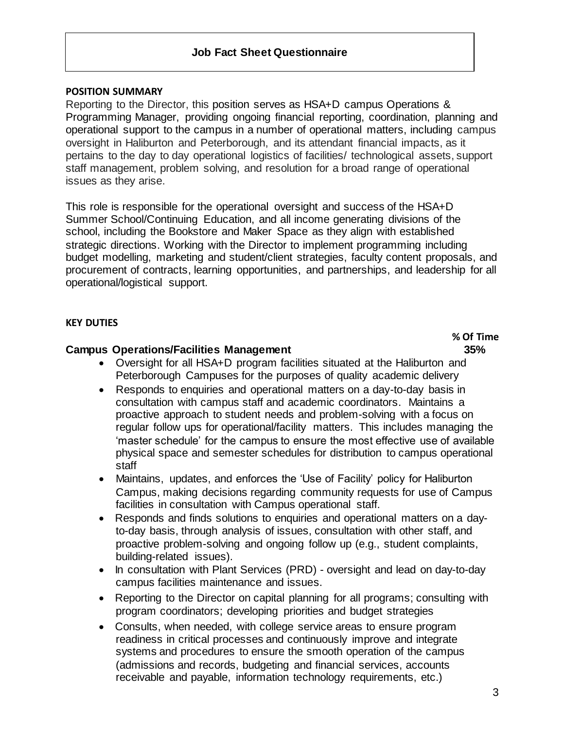# Job Fact Sheet Questionnaire

**POSITION SUMMARY**

Reporting to the Director, this position serves as HSA+D campus Operations & Programming Manager, providing ongoing financial reporting, coordination, planning and operational support to the campus in a number of operational matters, including campus oversight in Haliburton and Peterborough, and its attendant financial impacts, as it pertains to the day to day operational logistics of facilities/ technological assets, support staff management, problem solving, and resolution for a broad range of operational issues as they arise.

This role is responsible for the operational oversight and success of the HSA+D Summer School/Continuing Education, and all income generating divisions of the school, including the Bookstore and Maker Space as they align with established strategic directions. Working with the Director to implement programming including budget modelling, marketing and student/client strategies, faculty content proposals, and procurement of contracts, learning opportunities, and partnerships, and leadership for all operational/logistical support.

**KEY DUTIES**

**% Of Time**

**Campus Operations/Facilities Management** **35%**

- Oversight for all HSA+D program facilities situated at the Haliburton and Peterborough Campuses for the purposes of quality academic delivery
- Responds to enquiries and operational matters on a day-to-day basis in consultation with campus staff and academic coordinators. Maintains a proactive approach to student needs and problem-solving with a focus on regular follow ups for operational/facility matters. This includes managing the 'master schedule' for the campus to ensure the most effective use of available physical space and semester schedules for distribution to campus operational staff
- Maintains, updates, and enforces the 'Use of Facility' policy for Haliburton Campus, making decisions regarding community requests for use of Campus facilities in consultation with Campus operational staff.
- Responds and finds solutions to enquiries and operational matters on a day-to-day basis, through analysis of issues, consultation with other staff, and proactive problem-solving and ongoing follow up (e.g., student complaints, building-related issues).
- In consultation with Plant Services (PRD) - oversight and lead on day-to-day campus facilities maintenance and issues.
- Reporting to the Director on capital planning for all programs; consulting with program coordinators; developing priorities and budget strategies
- Consults, when needed, with college service areas to ensure program readiness in critical processes and continuously improve and integrate systems and procedures to ensure the smooth operation of the campus (admissions and records, budgeting and financial services, accounts receivable and payable, information technology requirements, etc.)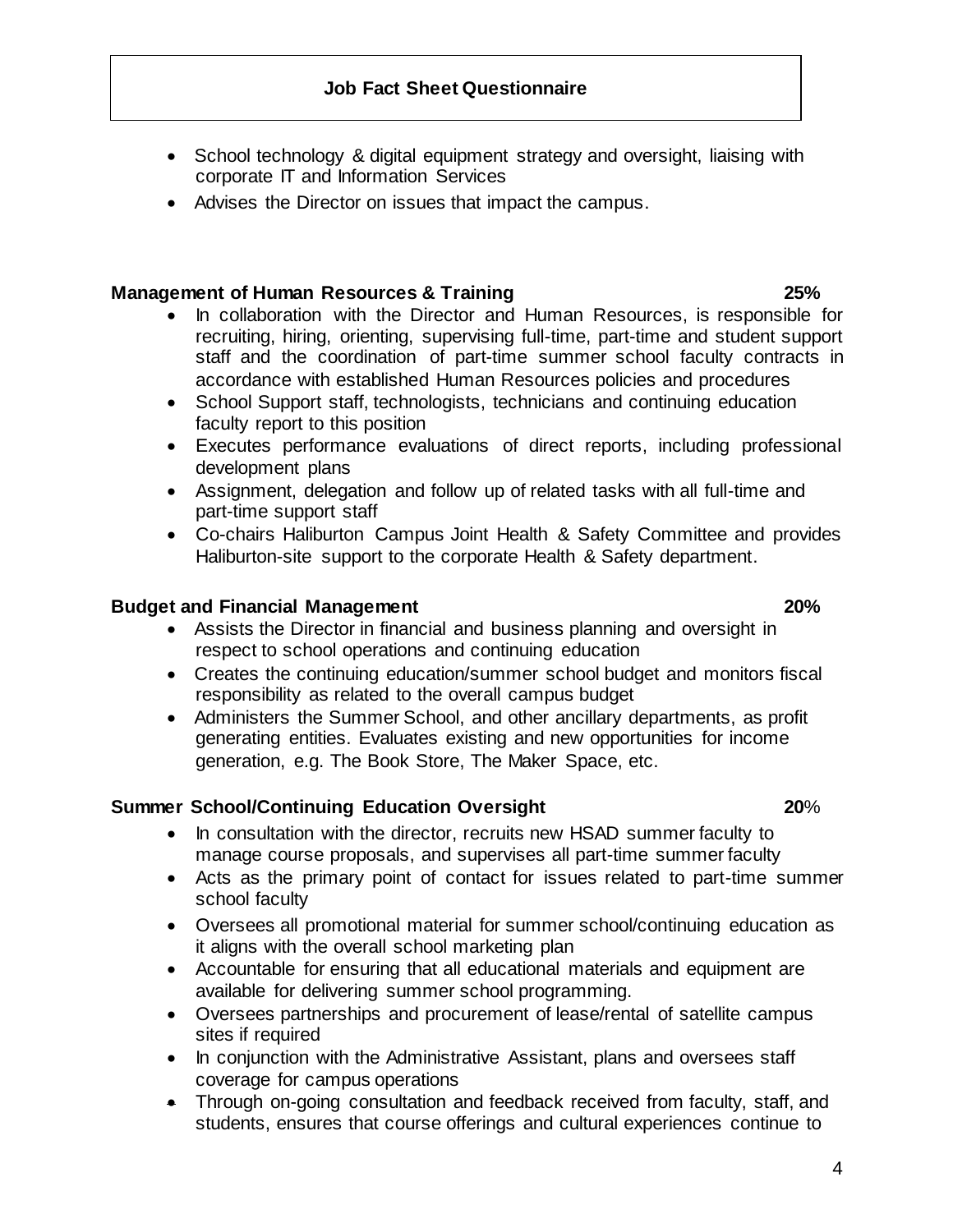- School technology & digital equipment strategy and oversight, liaising with corporate IT and Information Services
- Advises the Director on issues that impact the campus.

**Management of Human Resources & Training** **25%**

- In collaboration with the Director and Human Resources, is responsible for recruiting, hiring, orienting, supervising full-time, part-time and student support staff and the coordination of part-time summer school faculty contracts in accordance with established Human Resources policies and procedures
- School Support staff, technologists, technicians and continuing education faculty report to this position
- Executes performance evaluations of direct reports, including professional development plans
- Assignment, delegation and follow up of related tasks with all full-time and part-time support staff
- Co-chairs Haliburton Campus Joint Health & Safety Committee and provides Haliburton-site support to the corporate Health & Safety department.

**Budget and Financial Management** **20%**

- Assists the Director in financial and business planning and oversight in respect to school operations and continuing education
- Creates the continuing education/summer school budget and monitors fiscal responsibility as related to the overall campus budget
- Administers the Summer School, and other ancillary departments, as profit generating entities. Evaluates existing and new opportunities for income generation, e.g. The Book Store, The Maker Space, etc.

**Summer School/Continuing Education Oversight** **20**%

- In consultation with the director, recruits new HSAD summer faculty to manage course proposals, and supervises all part-time summer faculty
- Acts as the primary point of contact for issues related to part-time summer school faculty
- Oversees all promotional material for summer school/continuing education as it aligns with the overall school marketing plan
- Accountable for ensuring that all educational materials and equipment are available for delivering summer school programming.
- Oversees partnerships and procurement of lease/rental of satellite campus sites if required
- In conjunction with the Administrative Assistant, plans and oversees staff coverage for campus operations
- Through on-going consultation and feedback received from faculty, staff, and students, ensures that course offerings and cultural experiences continue to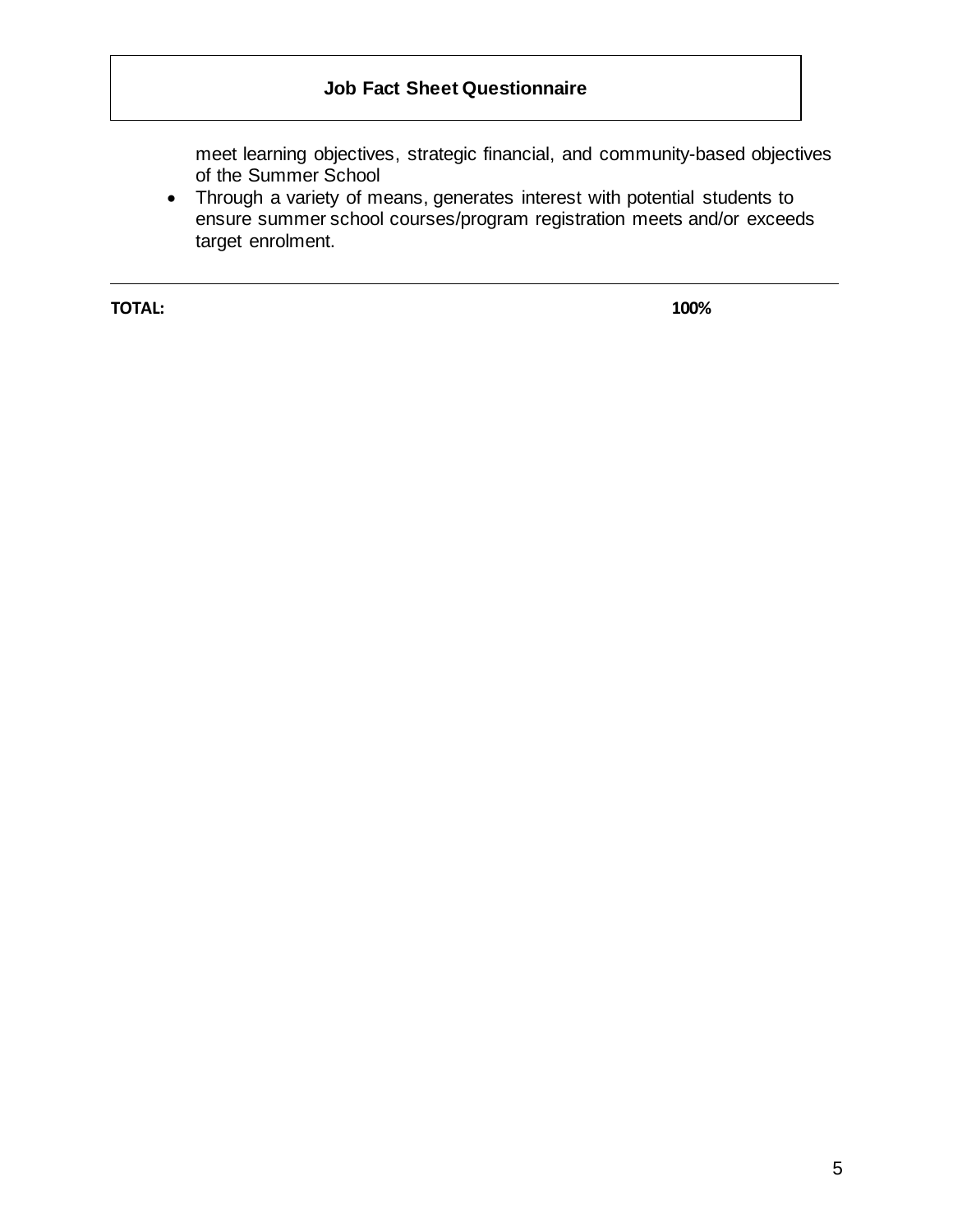meet learning objectives, strategic financial, and community-based objectives of the Summer School

- Through a variety of means, generates interest with potential students to ensure summer school courses/program registration meets and/or exceeds target enrolment.

---

**TOTAL:** **100%**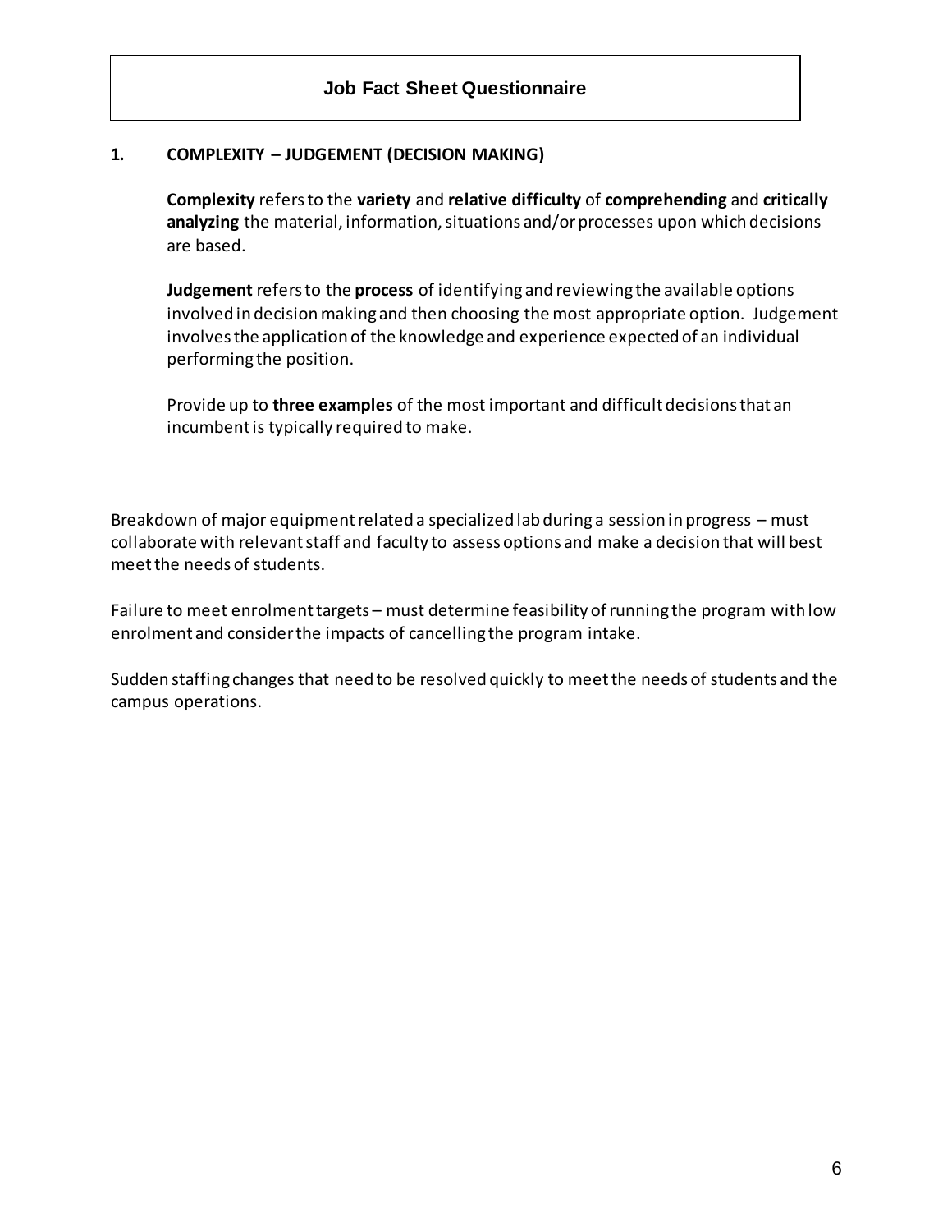# Job Fact Sheet Questionnaire

## 1. COMPLEXITY – JUDGEMENT (DECISION MAKING)

**Complexity** refers to the **variety** and **relative difficulty** of **comprehending** and **critically analyzing** the material, information, situations and/or processes upon which decisions are based.

**Judgement** refers to the **process** of identifying and reviewing the available options involved in decision making and then choosing the most appropriate option. Judgement involves the application of the knowledge and experience expected of an individual performing the position.

Provide up to **three examples** of the most important and difficult decisions that an incumbent is typically required to make.

Breakdown of major equipment related a specialized lab during a session in progress – must collaborate with relevant staff and faculty to assess options and make a decision that will best meet the needs of students.

Failure to meet enrolment targets – must determine feasibility of running the program with low enrolment and consider the impacts of cancelling the program intake.

Sudden staffing changes that need to be resolved quickly to meet the needs of students and the campus operations.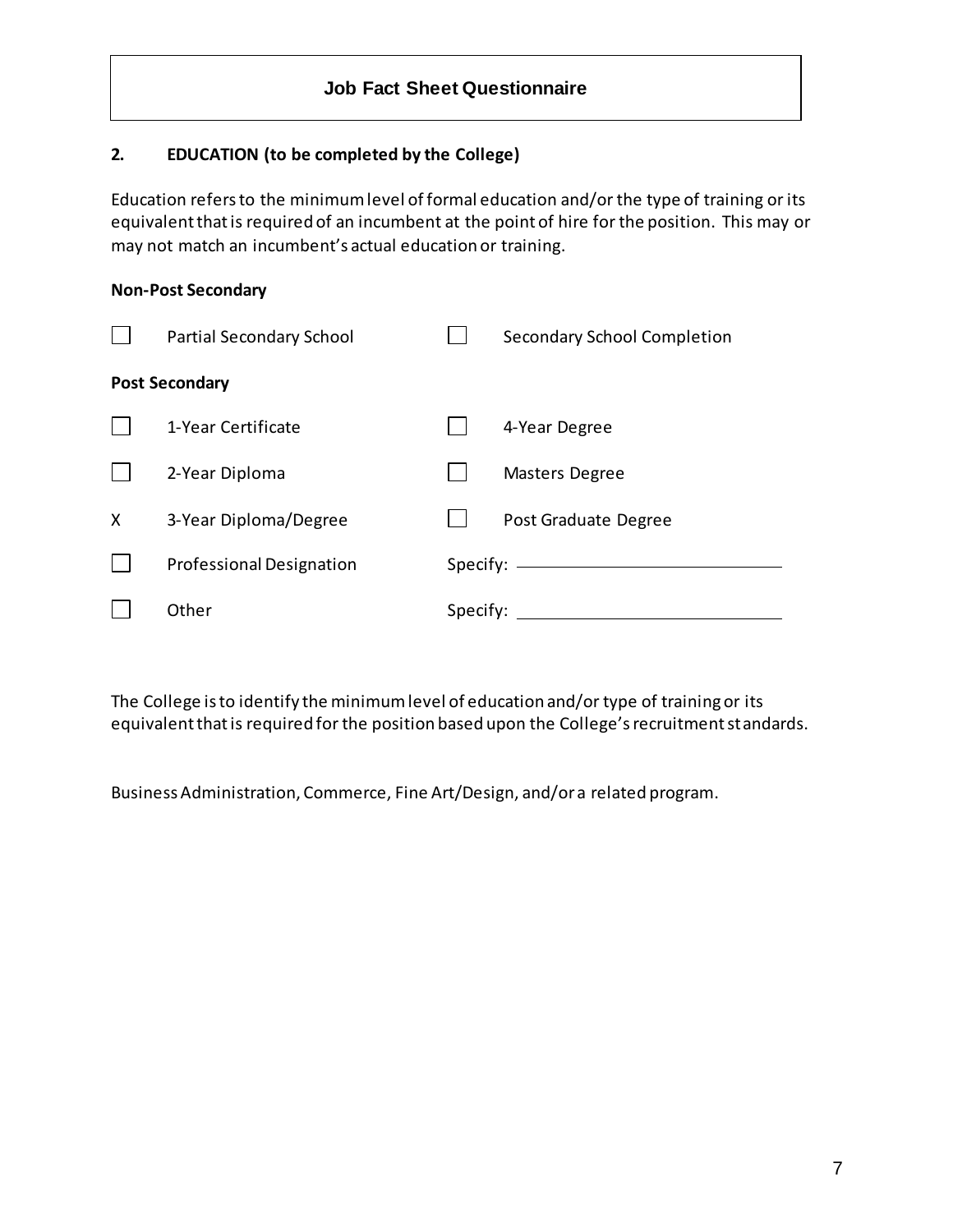**Job Fact Sheet Questionnaire**

**2. EDUCATION (to be completed by the College)**

Education refers to the minimum level of formal education and/or the type of training or its equivalent that is required of an incumbent at the point of hire for the position. This may or may not match an incumbent's actual education or training.

**Non-Post Secondary**

| | | | |
|---|---|---|---|
| ☐ | Partial Secondary School | ☐ | Secondary School Completion |

**Post Secondary**

| | | | |
|---|---|---|---|
| ☐ | 1-Year Certificate | ☐ | 4-Year Degree |
| ☐ | 2-Year Diploma | ☐ | Masters Degree |
| X | 3-Year Diploma/Degree | ☐ | Post Graduate Degree |
| ☐ | Professional Designation | Specify: ______ | |
| ☐ | Other | Specify: ______ | |

The College is to identify the minimum level of education and/or type of training or its equivalent that is required for the position based upon the College's recruitment standards.

Business Administration, Commerce, Fine Art/Design, and/or a related program.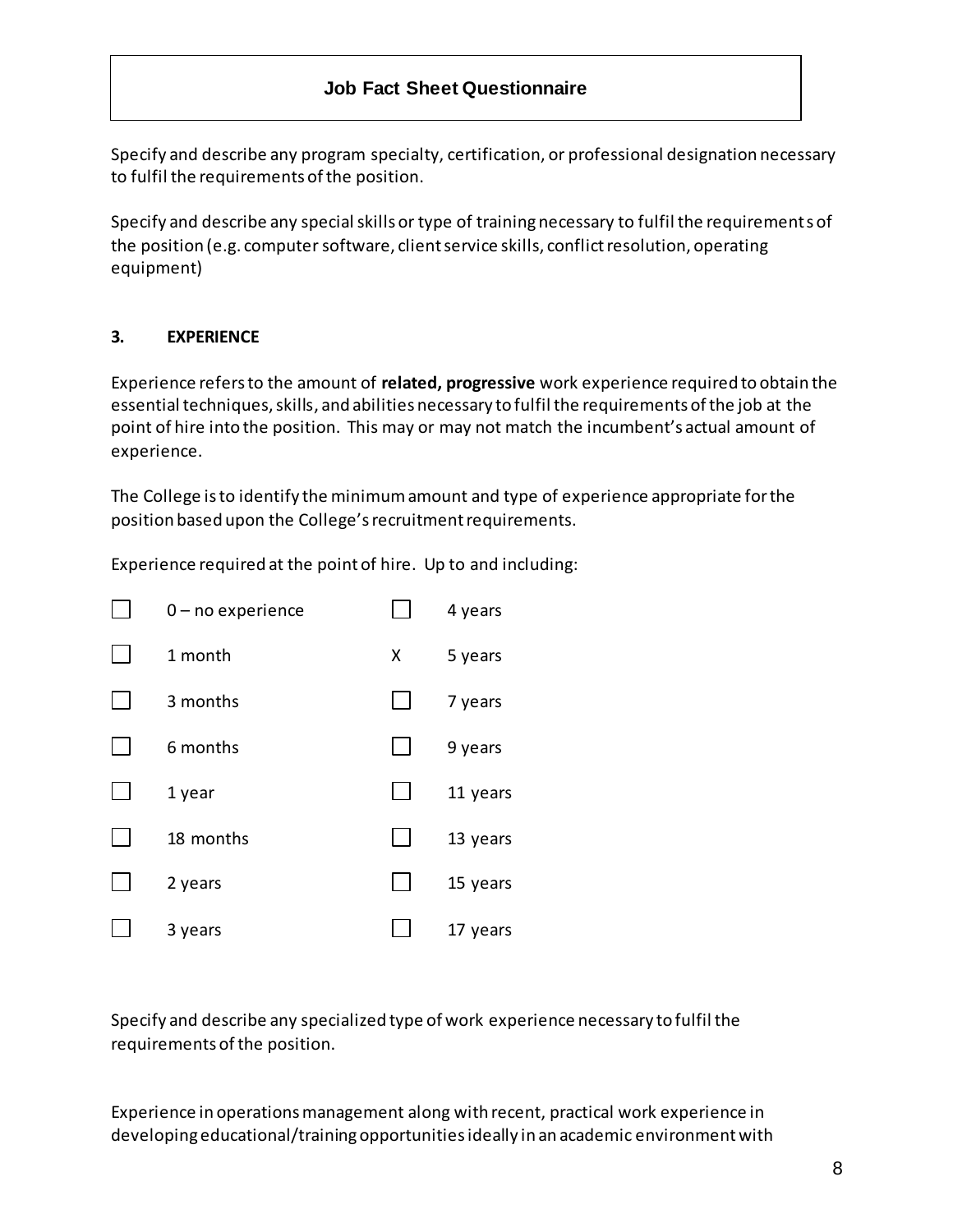**Job Fact Sheet Questionnaire**

Specify and describe any program specialty, certification, or professional designation necessary to fulfil the requirements of the position.

Specify and describe any special skills or type of training necessary to fulfil the requirements of the position (e.g. computer software, client service skills, conflict resolution, operating equipment)

### 3. EXPERIENCE

Experience refers to the amount of **related, progressive** work experience required to obtain the essential techniques, skills, and abilities necessary to fulfil the requirements of the job at the point of hire into the position. This may or may not match the incumbent's actual amount of experience.

The College is to identify the minimum amount and type of experience appropriate for the position based upon the College's recruitment requirements.

Experience required at the point of hire. Up to and including:

| | | | |
|---|---|---|---|
| ☐ | 0 – no experience | ☐ | 4 years |
| ☐ | 1 month | X | 5 years |
| ☐ | 3 months | ☐ | 7 years |
| ☐ | 6 months | ☐ | 9 years |
| ☐ | 1 year | ☐ | 11 years |
| ☐ | 18 months | ☐ | 13 years |
| ☐ | 2 years | ☐ | 15 years |
| ☐ | 3 years | ☐ | 17 years |

Specify and describe any specialized type of work experience necessary to fulfil the requirements of the position.

Experience in operations management along with recent, practical work experience in developing educational/training opportunities ideally in an academic environment with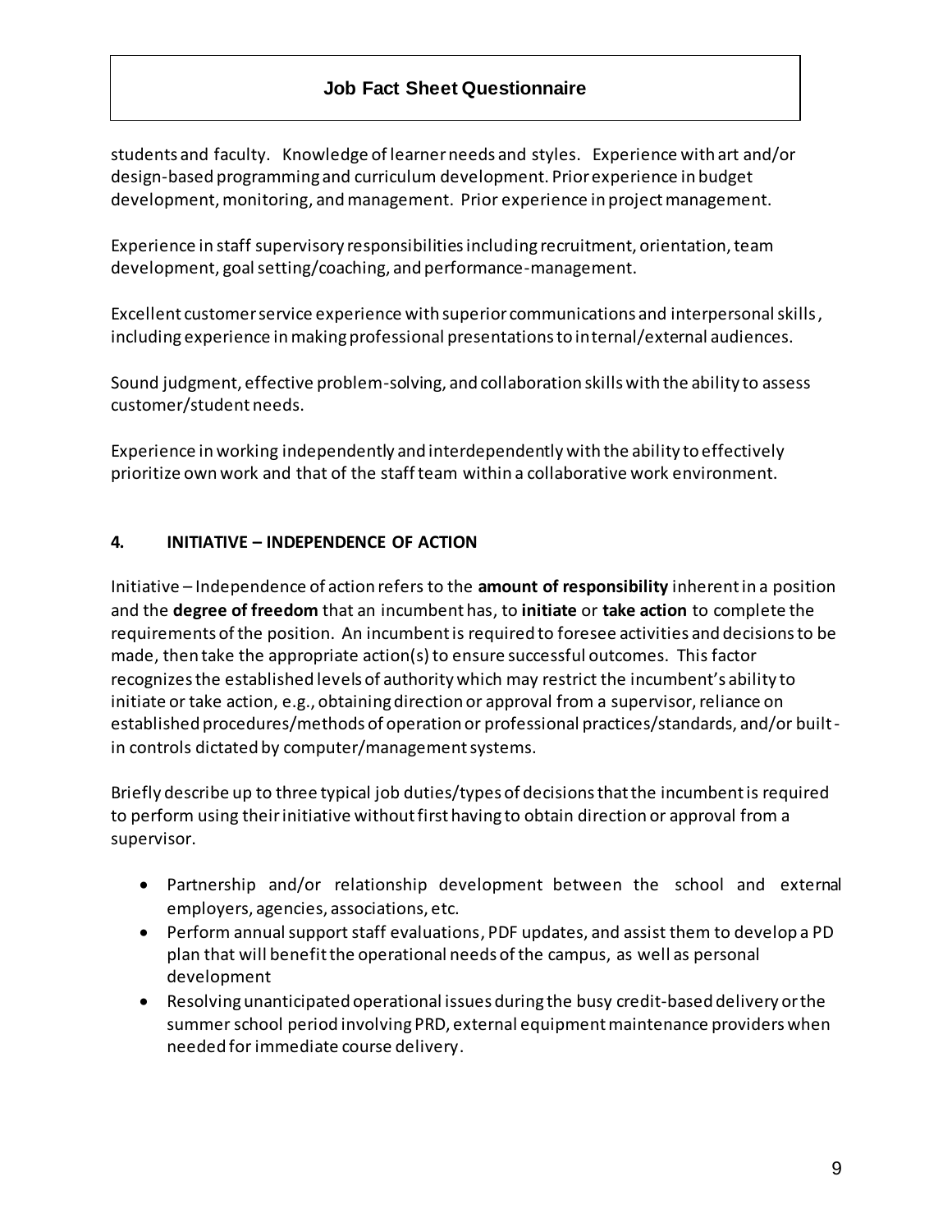students and faculty. Knowledge of learner needs and styles. Experience with art and/or design-based programming and curriculum development. Prior experience in budget development, monitoring, and management. Prior experience in project management.

Experience in staff supervisory responsibilities including recruitment, orientation, team development, goal setting/coaching, and performance-management.

Excellent customer service experience with superior communications and interpersonal skills, including experience in making professional presentations to internal/external audiences.

Sound judgment, effective problem-solving, and collaboration skills with the ability to assess customer/student needs.

Experience in working independently and interdependently with the ability to effectively prioritize own work and that of the staff team within a collaborative work environment.

## 4. INITIATIVE – INDEPENDENCE OF ACTION

Initiative – Independence of action refers to the **amount of responsibility** inherent in a position and the **degree of freedom** that an incumbent has, to **initiate** or **take action** to complete the requirements of the position. An incumbent is required to foresee activities and decisions to be made, then take the appropriate action(s) to ensure successful outcomes. This factor recognizes the established levels of authority which may restrict the incumbent's ability to initiate or take action, e.g., obtaining direction or approval from a supervisor, reliance on established procedures/methods of operation or professional practices/standards, and/or built-in controls dictated by computer/management systems.

Briefly describe up to three typical job duties/types of decisions that the incumbent is required to perform using their initiative without first having to obtain direction or approval from a supervisor.

- Partnership and/or relationship development between the school and external employers, agencies, associations, etc.
- Perform annual support staff evaluations, PDF updates, and assist them to develop a PD plan that will benefit the operational needs of the campus, as well as personal development
- Resolving unanticipated operational issues during the busy credit-based delivery or the summer school period involving PRD, external equipment maintenance providers when needed for immediate course delivery.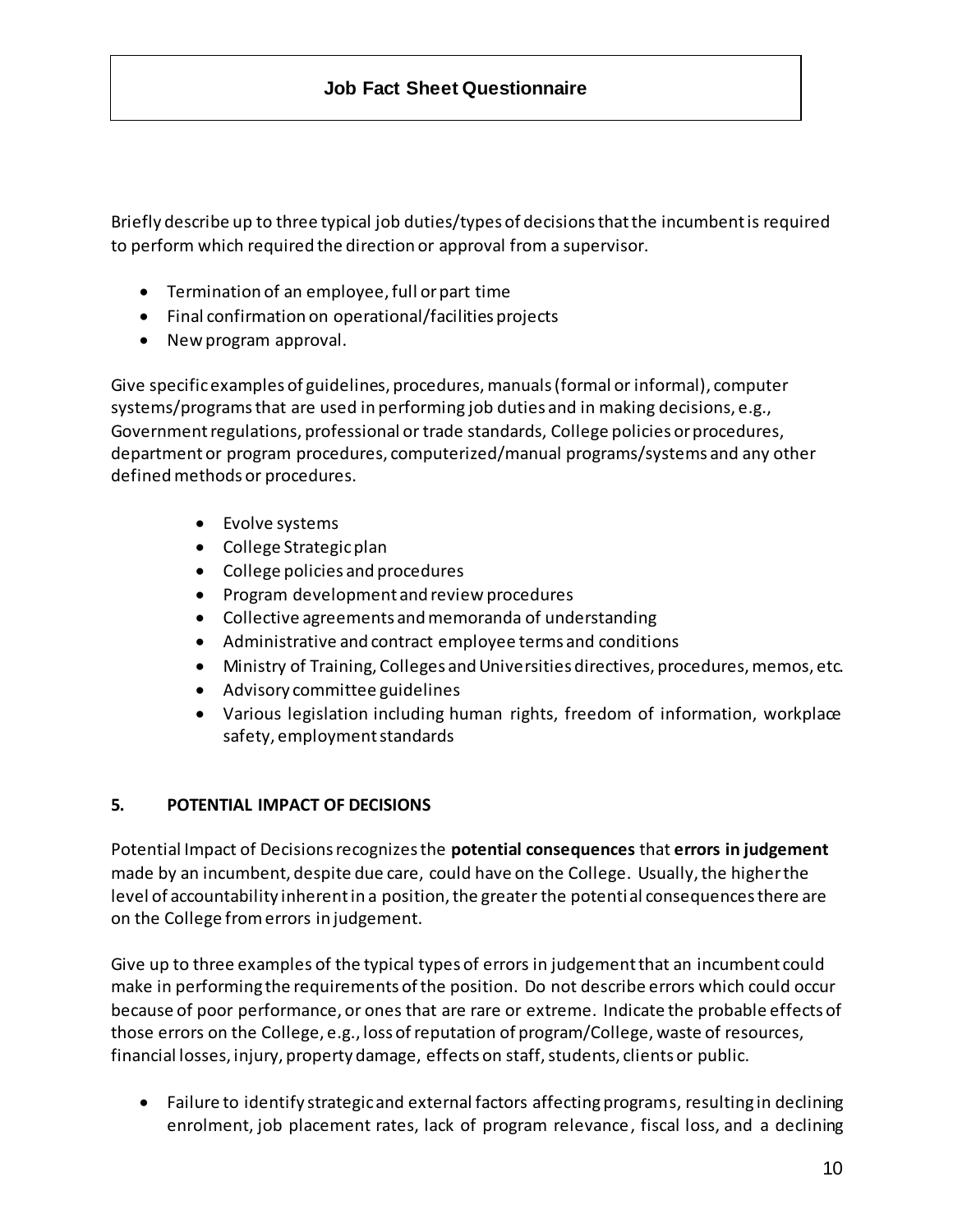**Job Fact Sheet Questionnaire**

Briefly describe up to three typical job duties/types of decisions that the incumbent is required to perform which required the direction or approval from a supervisor.

- Termination of an employee, full or part time
- Final confirmation on operational/facilities projects
- New program approval.

Give specific examples of guidelines, procedures, manuals (formal or informal), computer systems/programs that are used in performing job duties and in making decisions, e.g., Government regulations, professional or trade standards, College policies or procedures, department or program procedures, computerized/manual programs/systems and any other defined methods or procedures.

- Evolve systems
- College Strategic plan
- College policies and procedures
- Program development and review procedures
- Collective agreements and memoranda of understanding
- Administrative and contract employee terms and conditions
- Ministry of Training, Colleges and Universities directives, procedures, memos, etc.
- Advisory committee guidelines
- Various legislation including human rights, freedom of information, workplace safety, employment standards

## 5. POTENTIAL IMPACT OF DECISIONS

Potential Impact of Decisions recognizes the **potential consequences** that **errors in judgement** made by an incumbent, despite due care, could have on the College. Usually, the higher the level of accountability inherent in a position, the greater the potential consequences there are on the College from errors in judgement.

Give up to three examples of the typical types of errors in judgement that an incumbent could make in performing the requirements of the position. Do not describe errors which could occur because of poor performance, or ones that are rare or extreme. Indicate the probable effects of those errors on the College, e.g., loss of reputation of program/College, waste of resources, financial losses, injury, property damage, effects on staff, students, clients or public.

- Failure to identify strategic and external factors affecting programs, resulting in declining enrolment, job placement rates, lack of program relevance, fiscal loss, and a declining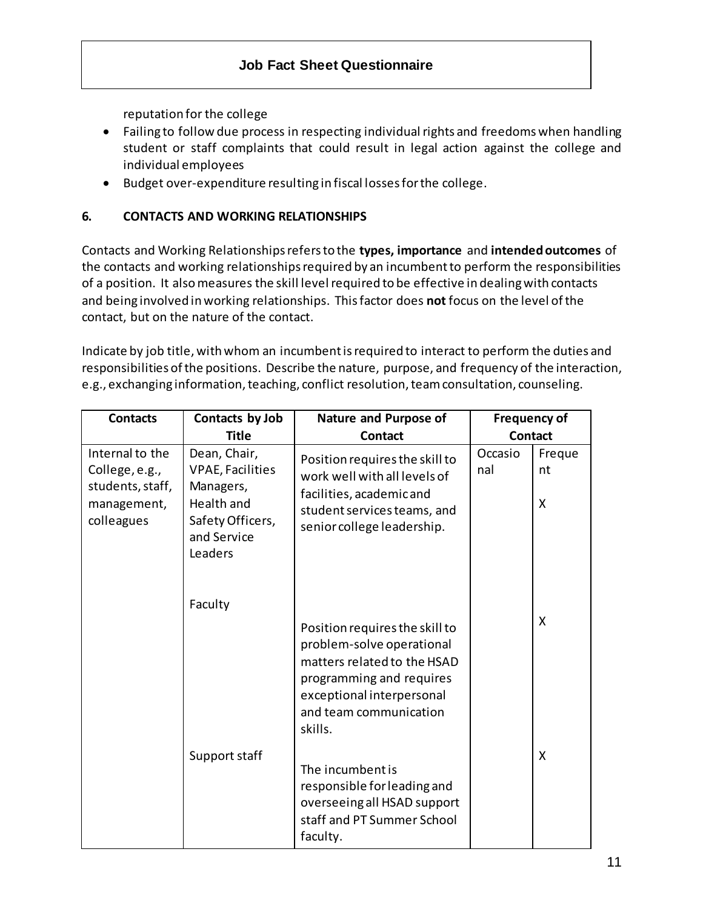reputation for the college

- Failing to follow due process in respecting individual rights and freedoms when handling student or staff complaints that could result in legal action against the college and individual employees
- Budget over-expenditure resulting in fiscal losses for the college.

## 6. CONTACTS AND WORKING RELATIONSHIPS

Contacts and Working Relationships refers to the **types, importance** and **intended outcomes** of the contacts and working relationships required by an incumbent to perform the responsibilities of a position. It also measures the skill level required to be effective in dealing with contacts and being involved in working relationships. This factor does **not** focus on the level of the contact, but on the nature of the contact.

Indicate by job title, with whom an incumbent is required to interact to perform the duties and responsibilities of the positions. Describe the nature, purpose, and frequency of the interaction, e.g., exchanging information, teaching, conflict resolution, team consultation, counseling.

| Contacts | Contacts by Job Title | Nature and Purpose of Contact | Frequency of Contact | |
|---|---|---|---|---|
| | | | Occasional | Frequent |
| Internal to the College, e.g., students, staff, management, colleagues | Dean, Chair, VPAE, Facilities Managers, Health and Safety Officers, and Service Leaders | Position requires the skill to work well with all levels of facilities, academic and student services teams, and senior college leadership. | | X |
| | Faculty | Position requires the skill to problem-solve operational matters related to the HSAD programming and requires exceptional interpersonal and team communication skills. | | X |
| | Support staff | The incumbent is responsible for leading and overseeing all HSAD support staff and PT Summer School faculty. | | X |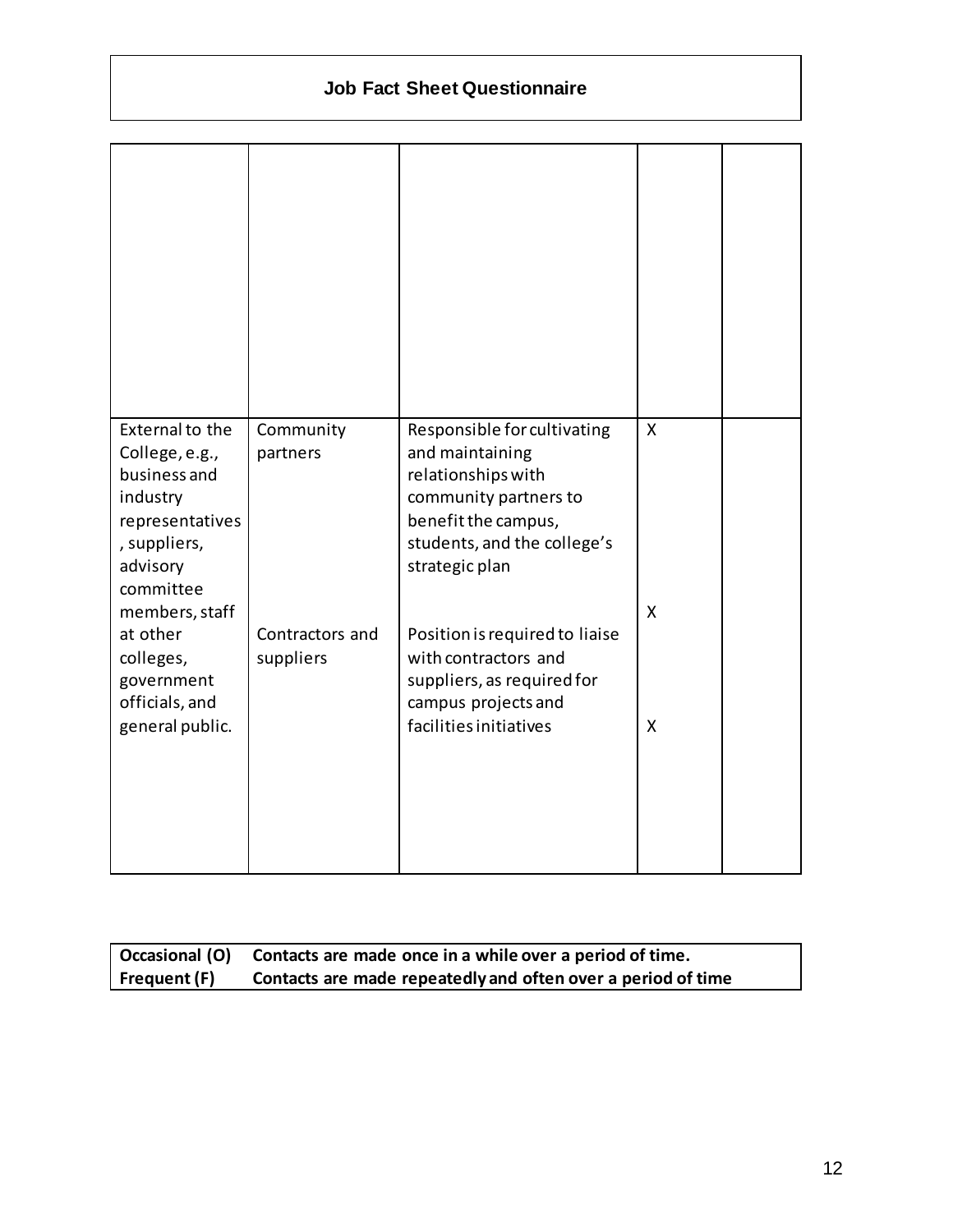## Job Fact Sheet Questionnaire

| | | | | |
|---|---|---|---|---|
| | | | | |
| External to the College, e.g., business and industry representatives, suppliers, advisory committee members, staff at other colleges, government officials, and general public. | Community partners | Responsible for cultivating and maintaining relationships with community partners to benefit the campus, students, and the college's strategic plan | X | |
| | | | X | |
| | Contractors and suppliers | Position is required to liaise with contractors and suppliers, as required for campus projects and facilities initiatives | X | |

| | |
|---|---|
| **Occasional (O)** | **Contacts are made once in a while over a period of time.** |
| **Frequent (F)** | **Contacts are made repeatedly and often over a period of time** |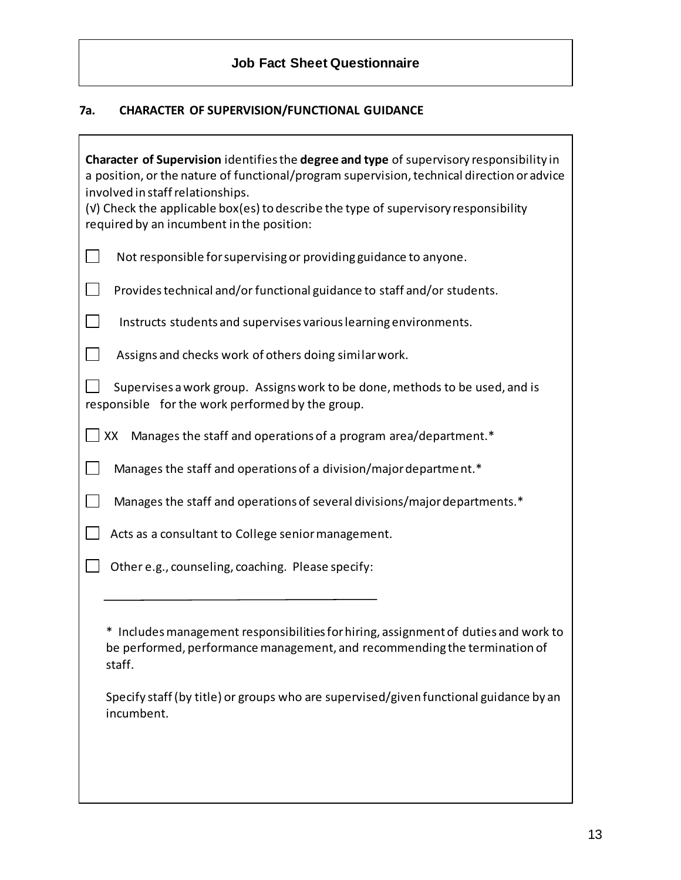# Job Fact Sheet Questionnaire

## 7a. CHARACTER OF SUPERVISION/FUNCTIONAL GUIDANCE

**Character of Supervision** identifies the **degree and type** of supervisory responsibility in a position, or the nature of functional/program supervision, technical direction or advice involved in staff relationships.
(√) Check the applicable box(es) to describe the type of supervisory responsibility required by an incumbent in the position:

☐ Not responsible for supervising or providing guidance to anyone.

☐ Provides technical and/or functional guidance to staff and/or students.

☐ Instructs students and supervises various learning environments.

☐ Assigns and checks work of others doing similar work.

☐ Supervises a work group. Assigns work to be done, methods to be used, and is responsible for the work performed by the group.

☐ XX Manages the staff and operations of a program area/department.*

☐ Manages the staff and operations of a division/major department.*

☐ Manages the staff and operations of several divisions/major departments.*

☐ Acts as a consultant to College senior management.

☐ Other e.g., counseling, coaching. Please specify:

\_\_\_\_\_\_\_\_\_\_\_\_\_\_\_\_\_\_\_\_\_\_\_\_\_\_\_\_\_\_\_\_\_\_\_\_\_\_\_\_

\* Includes management responsibilities for hiring, assignment of duties and work to be performed, performance management, and recommending the termination of staff.

Specify staff (by title) or groups who are supervised/given functional guidance by an incumbent.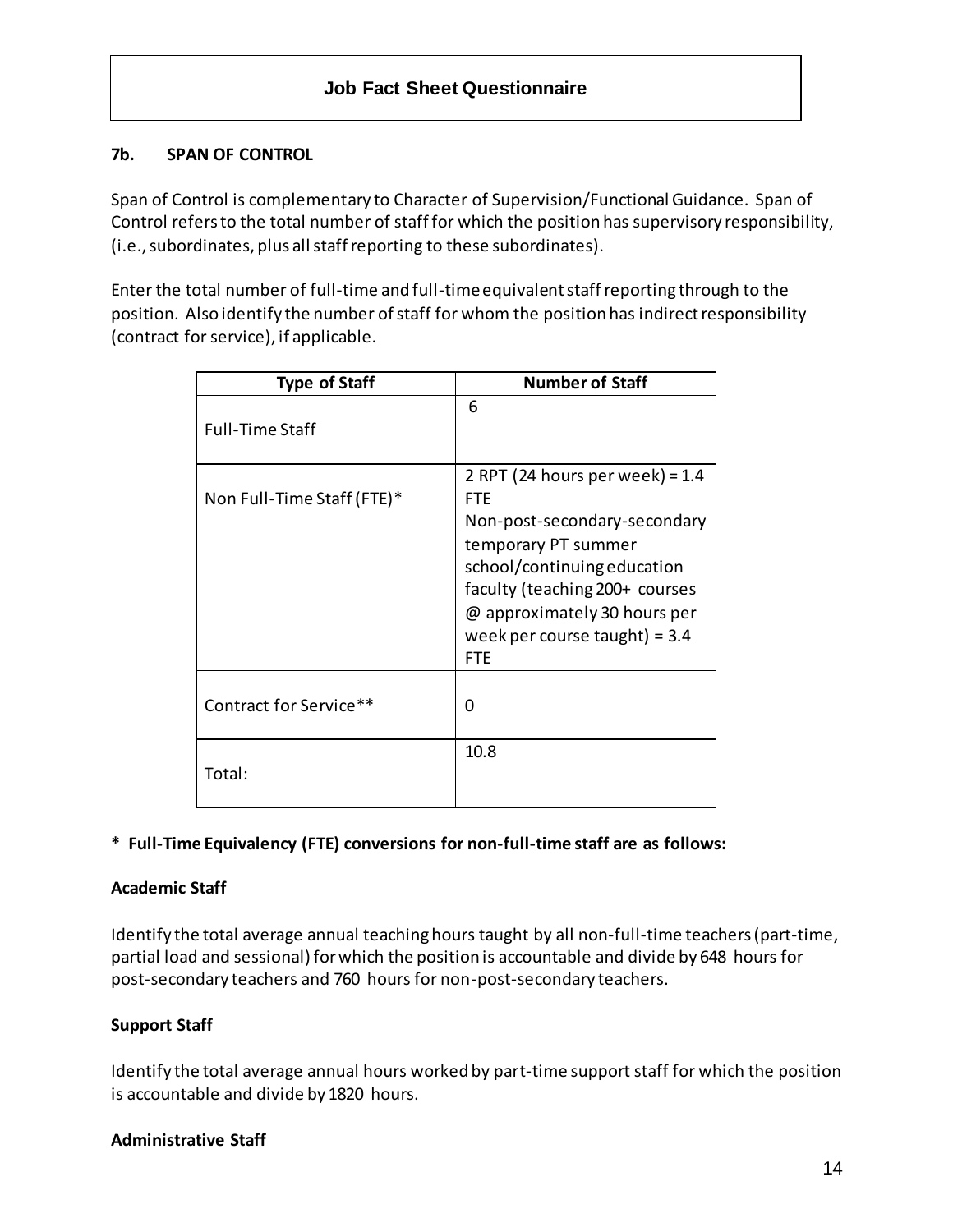# Job Fact Sheet Questionnaire

### 7b. SPAN OF CONTROL

Span of Control is complementary to Character of Supervision/Functional Guidance. Span of Control refers to the total number of staff for which the position has supervisory responsibility, (i.e., subordinates, plus all staff reporting to these subordinates).

Enter the total number of full-time and full-time equivalent staff reporting through to the position. Also identify the number of staff for whom the position has indirect responsibility (contract for service), if applicable.

| Type of Staff | Number of Staff |
|---|---|
| Full-Time Staff | 6 |
| Non Full-Time Staff (FTE)* | 2 RPT (24 hours per week) = 1.4 FTE<br>Non-post-secondary-secondary temporary PT summer school/continuing education faculty (teaching 200+ courses @ approximately 30 hours per week per course taught) = 3.4 FTE |
| Contract for Service** | 0 |
| Total: | 10.8 |

**\* Full-Time Equivalency (FTE) conversions for non-full-time staff are as follows:**

**Academic Staff**

Identify the total average annual teaching hours taught by all non-full-time teachers (part-time, partial load and sessional) for which the position is accountable and divide by 648 hours for post-secondary teachers and 760 hours for non-post-secondary teachers.

**Support Staff**

Identify the total average annual hours worked by part-time support staff for which the position is accountable and divide by 1820 hours.

**Administrative Staff**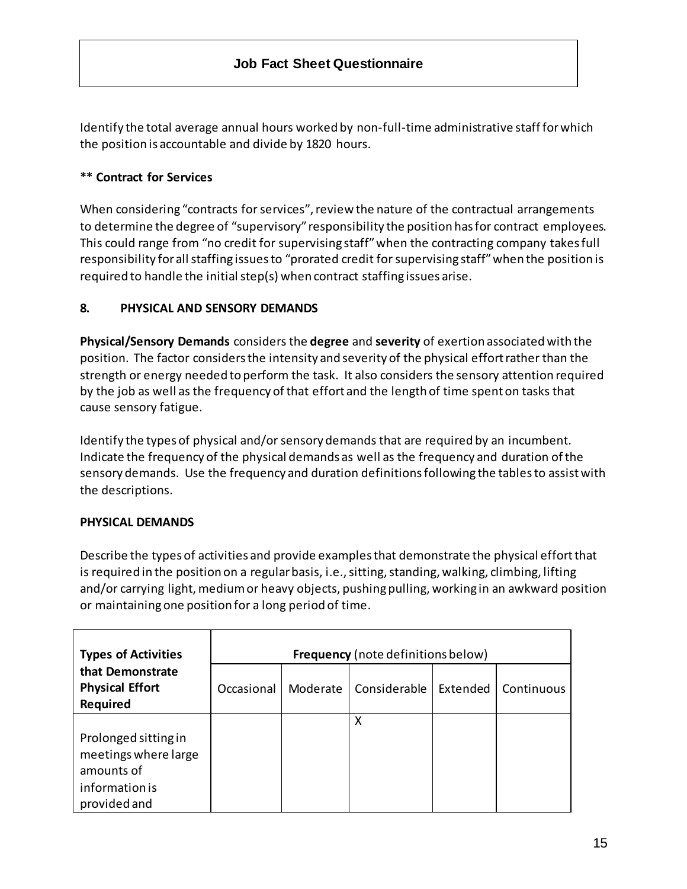# Job Fact Sheet Questionnaire

Identify the total average annual hours worked by non-full-time administrative staff for which the position is accountable and divide by 1820 hours.

**** Contract for Services**

When considering "contracts for services", review the nature of the contractual arrangements to determine the degree of "supervisory" responsibility the position has for contract employees. This could range from "no credit for supervising staff" when the contracting company takes full responsibility for all staffing issues to "prorated credit for supervising staff" when the position is required to handle the initial step(s) when contract staffing issues arise.

## 8. PHYSICAL AND SENSORY DEMANDS

**Physical/Sensory Demands** considers the **degree** and **severity** of exertion associated with the position. The factor considers the intensity and severity of the physical effort rather than the strength or energy needed to perform the task. It also considers the sensory attention required by the job as well as the frequency of that effort and the length of time spent on tasks that cause sensory fatigue.

Identify the types of physical and/or sensory demands that are required by an incumbent. Indicate the frequency of the physical demands as well as the frequency and duration of the sensory demands. Use the frequency and duration definitions following the tables to assist with the descriptions.

### PHYSICAL DEMANDS

Describe the types of activities and provide examples that demonstrate the physical effort that is required in the position on a regular basis, i.e., sitting, standing, walking, climbing, lifting and/or carrying light, medium or heavy objects, pushing pulling, working in an awkward position or maintaining one position for a long period of time.

| Types of Activities that Demonstrate Physical Effort Required | Frequency (note definitions below) | | | | |
|---|---|---|---|---|---|
| | Occasional | Moderate | Considerable | Extended | Continuous |
| Prolonged sitting in meetings where large amounts of information is provided and | | | X | | |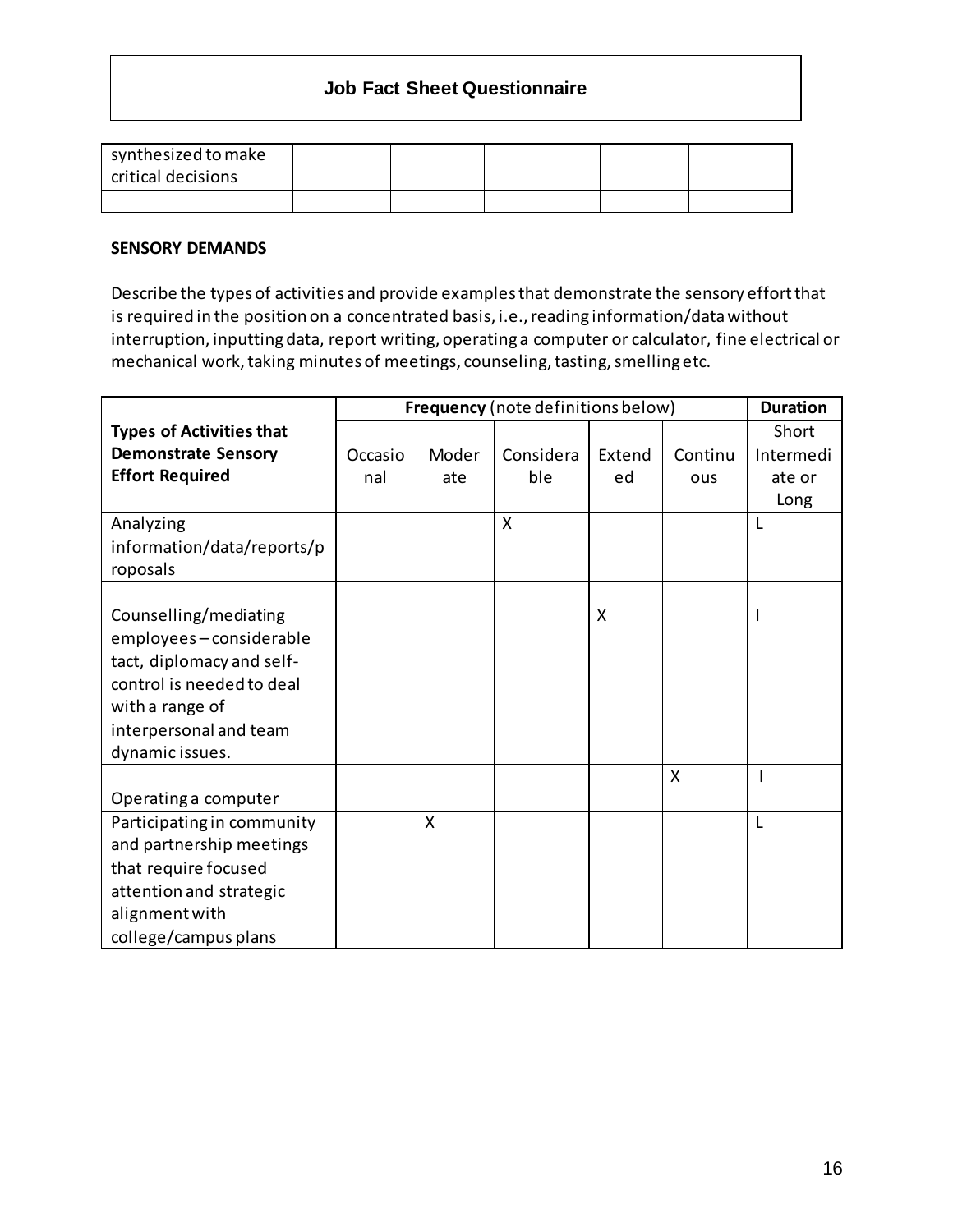**Job Fact Sheet Questionnaire**

| | | | | | |
|---|---|---|---|---|---|
| synthesized to make critical decisions | | | | | |
| | | | | | |

**SENSORY DEMANDS**

Describe the types of activities and provide examples that demonstrate the sensory effort that is required in the position on a concentrated basis, i.e., reading information/data without interruption, inputting data, report writing, operating a computer or calculator, fine electrical or mechanical work, taking minutes of meetings, counseling, tasting, smelling etc.

| Types of Activities that Demonstrate Sensory Effort Required | Frequency (note definitions below) | | | | | Duration |
|---|---|---|---|---|---|---|
| | Occasional | Moderate | Considerable | Extended | Continuous | Short Intermediate or Long |
| Analyzing information/data/reports/proposals | | | X | | | L |
| Counselling/mediating employees – considerable tact, diplomacy and self-control is needed to deal with a range of interpersonal and team dynamic issues. | | | | X | | I |
| Operating a computer | | | | | X | I |
| Participating in community and partnership meetings that require focused attention and strategic alignment with college/campus plans | | X | | | | L |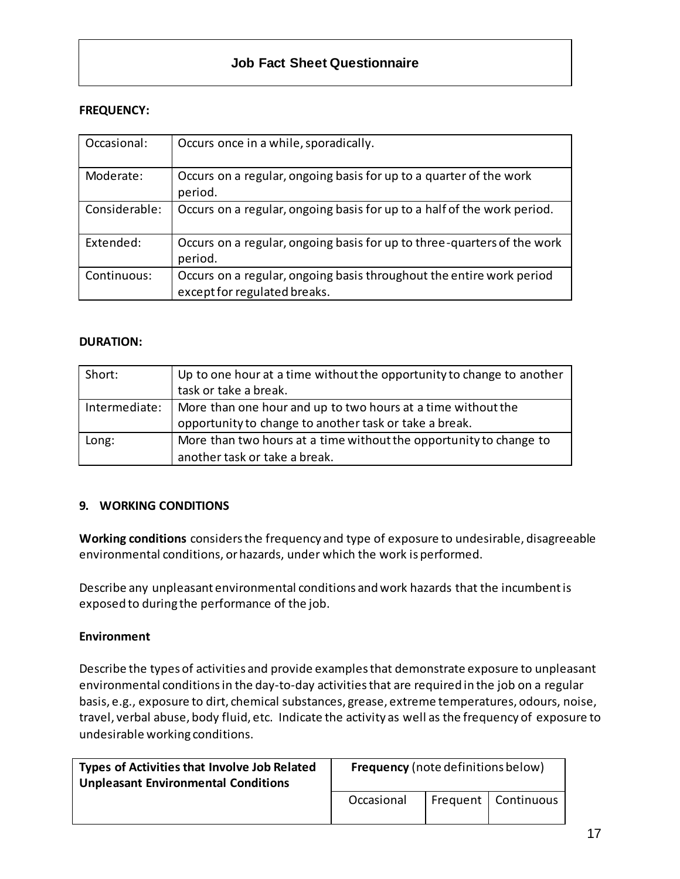# Job Fact Sheet Questionnaire

**FREQUENCY:**

| | |
|---|---|
| Occasional: | Occurs once in a while, sporadically. |
| Moderate: | Occurs on a regular, ongoing basis for up to a quarter of the work period. |
| Considerable: | Occurs on a regular, ongoing basis for up to a half of the work period. |
| Extended: | Occurs on a regular, ongoing basis for up to three-quarters of the work period. |
| Continuous: | Occurs on a regular, ongoing basis throughout the entire work period except for regulated breaks. |

**DURATION:**

| | |
|---|---|
| Short: | Up to one hour at a time without the opportunity to change to another task or take a break. |
| Intermediate: | More than one hour and up to two hours at a time without the opportunity to change to another task or take a break. |
| Long: | More than two hours at a time without the opportunity to change to another task or take a break. |

## 9. WORKING CONDITIONS

**Working conditions** considers the frequency and type of exposure to undesirable, disagreeable environmental conditions, or hazards, under which the work is performed.

Describe any unpleasant environmental conditions and work hazards that the incumbent is exposed to during the performance of the job.

**Environment**

Describe the types of activities and provide examples that demonstrate exposure to unpleasant environmental conditions in the day-to-day activities that are required in the job on a regular basis, e.g., exposure to dirt, chemical substances, grease, extreme temperatures, odours, noise, travel, verbal abuse, body fluid, etc. Indicate the activity as well as the frequency of exposure to undesirable working conditions.

| **Types of Activities that Involve Job Related Unpleasant Environmental Conditions** | **Frequency** (note definitions below) | | |
|---|---|---|---|
| | Occasional | Frequent | Continuous |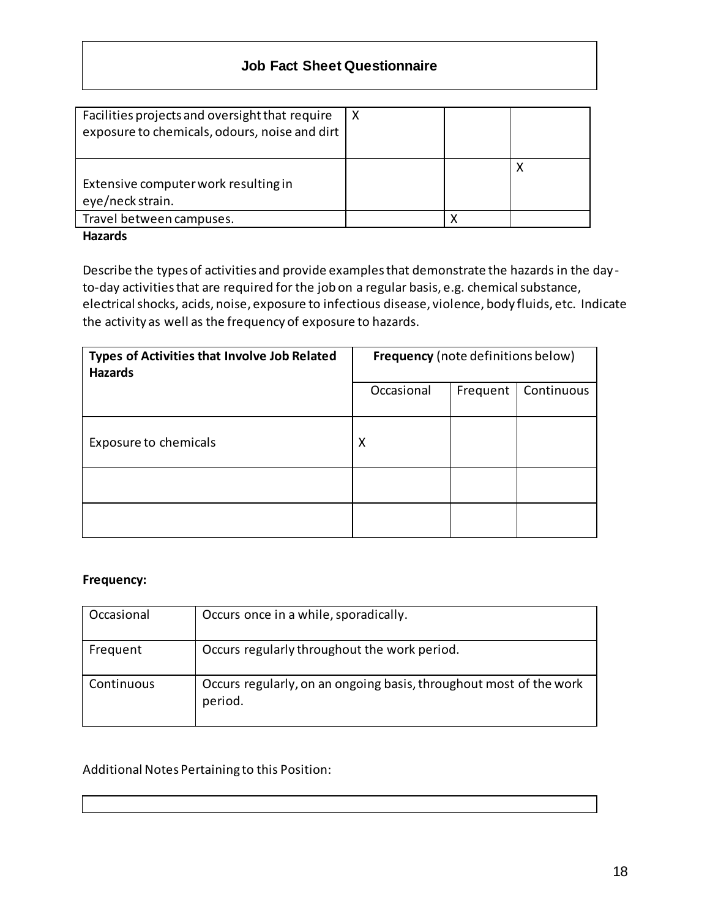### Job Fact Sheet Questionnaire

| | | | |
|---|---|---|---|
| Facilities projects and oversight that require exposure to chemicals, odours, noise and dirt | X | | |
| Extensive computer work resulting in eye/neck strain. | | | X |
| Travel between campuses. | | X | |

**Hazards**

Describe the types of activities and provide examples that demonstrate the hazards in the day-to-day activities that are required for the job on a regular basis, e.g. chemical substance, electrical shocks, acids, noise, exposure to infectious disease, violence, body fluids, etc. Indicate the activity as well as the frequency of exposure to hazards.

| Types of Activities that Involve Job Related Hazards | Frequency (note definitions below) | | |
|---|---|---|---|
| | Occasional | Frequent | Continuous |
| Exposure to chemicals | X | | |
| | | | |
| | | | |

**Frequency:**

| | |
|---|---|
| Occasional | Occurs once in a while, sporadically. |
| Frequent | Occurs regularly throughout the work period. |
| Continuous | Occurs regularly, on an ongoing basis, throughout most of the work period. |

Additional Notes Pertaining to this Position: